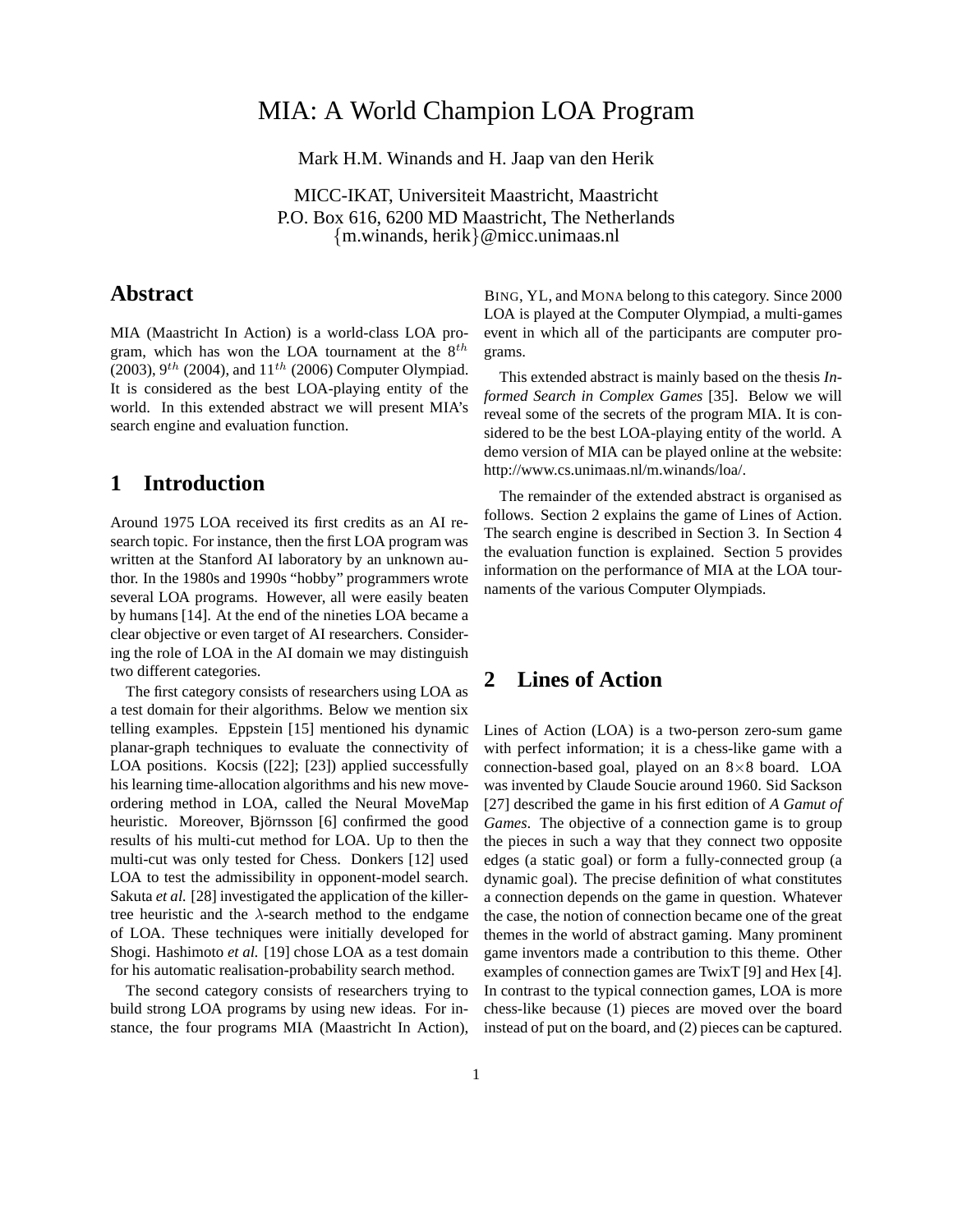# MIA: A World Champion LOA Program

Mark H.M. Winands and H. Jaap van den Herik

MICC-IKAT, Universiteit Maastricht, Maastricht
P.O. Box 616, 6200 MD Maastricht, The Netherlands
{m.winands, herik}@micc.unimaas.nl

## Abstract

MIA (Maastricht In Action) is a world-class LOA program, which has won the LOA tournament at the $8^{th}$ (2003), $9^{th}$ (2004), and $11^{th}$ (2006) Computer Olympiad. It is considered as the best LOA-playing entity of the world. In this extended abstract we will present MIA's search engine and evaluation function.

## 1 Introduction

Around 1975 LOA received its first credits as an AI research topic. For instance, then the first LOA program was written at the Stanford AI laboratory by an unknown author. In the 1980s and 1990s "hobby" programmers wrote several LOA programs. However, all were easily beaten by humans [14]. At the end of the nineties LOA became a clear objective or even target of AI researchers. Considering the role of LOA in the AI domain we may distinguish two different categories.

The first category consists of researchers using LOA as a test domain for their algorithms. Below we mention six telling examples. Eppstein [15] mentioned his dynamic planar-graph techniques to evaluate the connectivity of LOA positions. Kocsis ([22]; [23]) applied successfully his learning time-allocation algorithms and his new move-ordering method in LOA, called the Neural MoveMap heuristic. Moreover, Björnsson [6] confirmed the good results of his multi-cut method for LOA. Up to then the multi-cut was only tested for Chess. Donkers [12] used LOA to test the admissibility in opponent-model search. Sakuta *et al.* [28] investigated the application of the killer-tree heuristic and the $\lambda$-search method to the endgame of LOA. These techniques were initially developed for Shogi. Hashimoto *et al.* [19] chose LOA as a test domain for his automatic realisation-probability search method.

The second category consists of researchers trying to build strong LOA programs by using new ideas. For instance, the four programs MIA (Maastricht In Action), BING, YL, and MONA belong to this category. Since 2000 LOA is played at the Computer Olympiad, a multi-games event in which all of the participants are computer programs.

This extended abstract is mainly based on the thesis *Informed Search in Complex Games* [35]. Below we will reveal some of the secrets of the program MIA. It is considered to be the best LOA-playing entity of the world. A demo version of MIA can be played online at the website: http://www.cs.unimaas.nl/m.winands/loa/.

The remainder of the extended abstract is organised as follows. Section 2 explains the game of Lines of Action. The search engine is described in Section 3. In Section 4 the evaluation function is explained. Section 5 provides information on the performance of MIA at the LOA tournaments of the various Computer Olympiads.

## 2 Lines of Action

Lines of Action (LOA) is a two-person zero-sum game with perfect information; it is a chess-like game with a connection-based goal, played on an $8\times8$ board. LOA was invented by Claude Soucie around 1960. Sid Sackson [27] described the game in his first edition of *A Gamut of Games*. The objective of a connection game is to group the pieces in such a way that they connect two opposite edges (a static goal) or form a fully-connected group (a dynamic goal). The precise definition of what constitutes a connection depends on the game in question. Whatever the case, the notion of connection became one of the great themes in the world of abstract gaming. Many prominent game inventors made a contribution to this theme. Other examples of connection games are TwixT [9] and Hex [4]. In contrast to the typical connection games, LOA is more chess-like because (1) pieces are moved over the board instead of put on the board, and (2) pieces can be captured.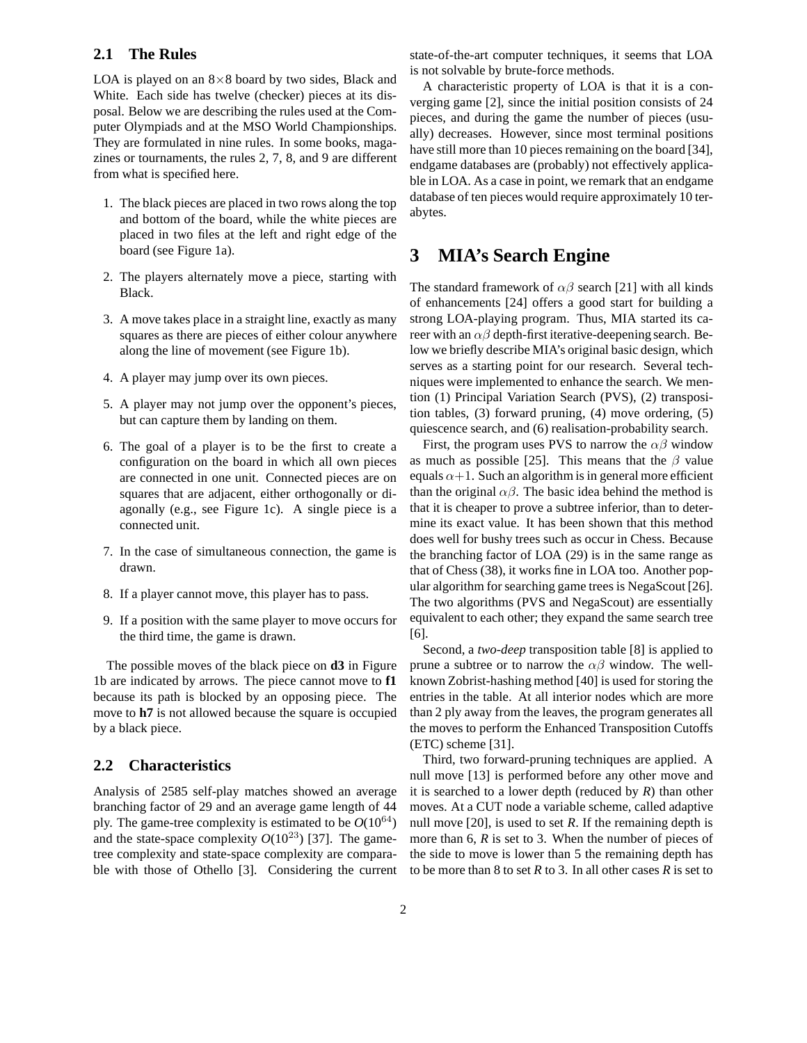### 2.1 The Rules

LOA is played on an 8×8 board by two sides, Black and White. Each side has twelve (checker) pieces at its disposal. Below we are describing the rules used at the Computer Olympiads and at the MSO World Championships. They are formulated in nine rules. In some books, magazines or tournaments, the rules 2, 7, 8, and 9 are different from what is specified here.

1. The black pieces are placed in two rows along the top and bottom of the board, while the white pieces are placed in two files at the left and right edge of the board (see Figure 1a).
2. The players alternately move a piece, starting with Black.
3. A move takes place in a straight line, exactly as many squares as there are pieces of either colour anywhere along the line of movement (see Figure 1b).
4. A player may jump over its own pieces.
5. A player may not jump over the opponent's pieces, but can capture them by landing on them.
6. The goal of a player is to be the first to create a configuration on the board in which all own pieces are connected in one unit. Connected pieces are on squares that are adjacent, either orthogonally or diagonally (e.g., see Figure 1c). A single piece is a connected unit.
7. In the case of simultaneous connection, the game is drawn.
8. If a player cannot move, this player has to pass.
9. If a position with the same player to move occurs for the third time, the game is drawn.

The possible moves of the black piece on **d3** in Figure 1b are indicated by arrows. The piece cannot move to **f1** because its path is blocked by an opposing piece. The move to **h7** is not allowed because the square is occupied by a black piece.

### 2.2 Characteristics

Analysis of 2585 self-play matches showed an average branching factor of 29 and an average game length of 44 ply. The game-tree complexity is estimated to be $O(10^{64})$ and the state-space complexity $O(10^{23})$ [37]. The game-tree complexity and state-space complexity are comparable with those of Othello [3]. Considering the current state-of-the-art computer techniques, it seems that LOA is not solvable by brute-force methods.

A characteristic property of LOA is that it is a converging game [2], since the initial position consists of 24 pieces, and during the game the number of pieces (usually) decreases. However, since most terminal positions have still more than 10 pieces remaining on the board [34], endgame databases are (probably) not effectively applicable in LOA. As a case in point, we remark that an endgame database of ten pieces would require approximately 10 terabytes.

## 3 MIA's Search Engine

The standard framework of $\alpha\beta$ search [21] with all kinds of enhancements [24] offers a good start for building a strong LOA-playing program. Thus, MIA started its career with an $\alpha\beta$ depth-first iterative-deepening search. Below we briefly describe MIA's original basic design, which serves as a starting point for our research. Several techniques were implemented to enhance the search. We mention (1) Principal Variation Search (PVS), (2) transposition tables, (3) forward pruning, (4) move ordering, (5) quiescence search, and (6) realisation-probability search.

First, the program uses PVS to narrow the $\alpha\beta$ window as much as possible [25]. This means that the $\beta$ value equals $\alpha+1$. Such an algorithm is in general more efficient than the original $\alpha\beta$. The basic idea behind the method is that it is cheaper to prove a subtree inferior, than to determine its exact value. It has been shown that this method does well for bushy trees such as occur in Chess. Because the branching factor of LOA (29) is in the same range as that of Chess (38), it works fine in LOA too. Another popular algorithm for searching game trees is NegaScout [26]. The two algorithms (PVS and NegaScout) are essentially equivalent to each other; they expand the same search tree [6].

Second, a *two-deep* transposition table [8] is applied to prune a subtree or to narrow the $\alpha\beta$ window. The well-known Zobrist-hashing method [40] is used for storing the entries in the table. At all interior nodes which are more than 2 ply away from the leaves, the program generates all the moves to perform the Enhanced Transposition Cutoffs (ETC) scheme [31].

Third, two forward-pruning techniques are applied. A null move [13] is performed before any other move and it is searched to a lower depth (reduced by $R$) than other moves. At a CUT node a variable scheme, called adaptive null move [20], is used to set $R$. If the remaining depth is more than 6, $R$ is set to 3. When the number of pieces of the side to move is lower than 5 the remaining depth has to be more than 8 to set $R$ to 3. In all other cases $R$ is set to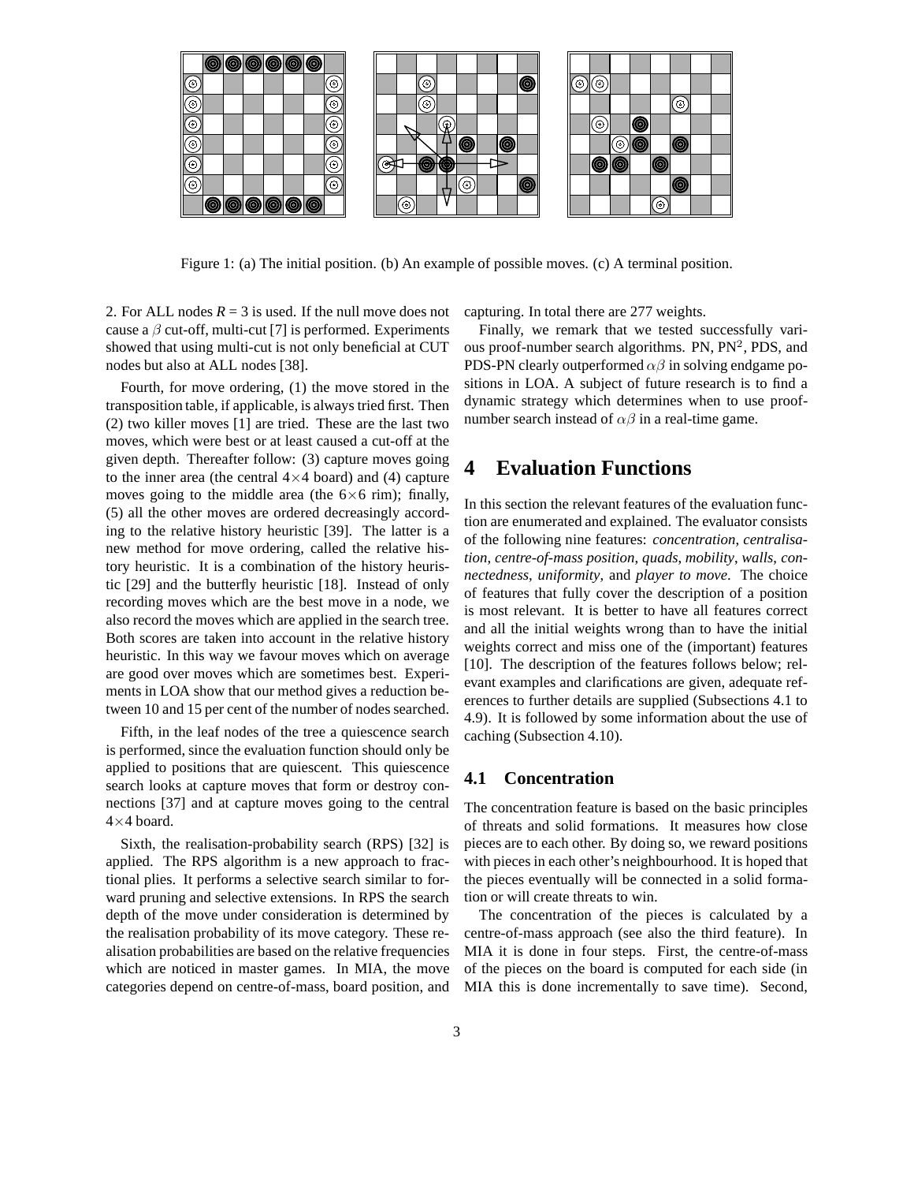Figure 1: (a) The initial position. (b) An example of possible moves. (c) A terminal position.

2. For ALL nodes $R = 3$ is used. If the null move does not cause a $\beta$ cut-off, multi-cut [7] is performed. Experiments showed that using multi-cut is not only beneficial at CUT nodes but also at ALL nodes [38].

Fourth, for move ordering, (1) the move stored in the transposition table, if applicable, is always tried first. Then (2) two killer moves [1] are tried. These are the last two moves, which were best or at least caused a cut-off at the given depth. Thereafter follow: (3) capture moves going to the inner area (the central $4\times4$ board) and (4) capture moves going to the middle area (the $6\times6$ rim); finally, (5) all the other moves are ordered decreasingly according to the relative history heuristic [39]. The latter is a new method for move ordering, called the relative history heuristic. It is a combination of the history heuristic [29] and the butterfly heuristic [18]. Instead of only recording moves which are the best move in a node, we also record the moves which are applied in the search tree. Both scores are taken into account in the relative history heuristic. In this way we favour moves which on average are good over moves which are sometimes best. Experiments in LOA show that our method gives a reduction between 10 and 15 per cent of the number of nodes searched.

Fifth, in the leaf nodes of the tree a quiescence search is performed, since the evaluation function should only be applied to positions that are quiescent. This quiescence search looks at capture moves that form or destroy connections [37] and at capture moves going to the central $4\times4$ board.

Sixth, the realisation-probability search (RPS) [32] is applied. The RPS algorithm is a new approach to fractional plies. It performs a selective search similar to forward pruning and selective extensions. In RPS the search depth of the move under consideration is determined by the realisation probability of its move category. These realisation probabilities are based on the relative frequencies which are noticed in master games. In MIA, the move categories depend on centre-of-mass, board position, and capturing. In total there are 277 weights.

Finally, we remark that we tested successfully various proof-number search algorithms. PN, PN$^2$, PDS, and PDS-PN clearly outperformed $\alpha\beta$ in solving endgame positions in LOA. A subject of future research is to find a dynamic strategy which determines when to use proof-number search instead of $\alpha\beta$ in a real-time game.

# 4 Evaluation Functions

In this section the relevant features of the evaluation function are enumerated and explained. The evaluator consists of the following nine features: *concentration*, *centralisation*, *centre-of-mass position*, *quads*, *mobility*, *walls*, *connectedness*, *uniformity*, and *player to move*. The choice of features that fully cover the description of a position is most relevant. It is better to have all features correct and all the initial weights wrong than to have the initial weights correct and miss one of the (important) features [10]. The description of the features follows below; relevant examples and clarifications are given, adequate references to further details are supplied (Subsections 4.1 to 4.9). It is followed by some information about the use of caching (Subsection 4.10).

## 4.1 Concentration

The concentration feature is based on the basic principles of threats and solid formations. It measures how close pieces are to each other. By doing so, we reward positions with pieces in each other's neighbourhood. It is hoped that the pieces eventually will be connected in a solid formation or will create threats to win.

The concentration of the pieces is calculated by a centre-of-mass approach (see also the third feature). In MIA it is done in four steps. First, the centre-of-mass of the pieces on the board is computed for each side (in MIA this is done incrementally to save time). Second,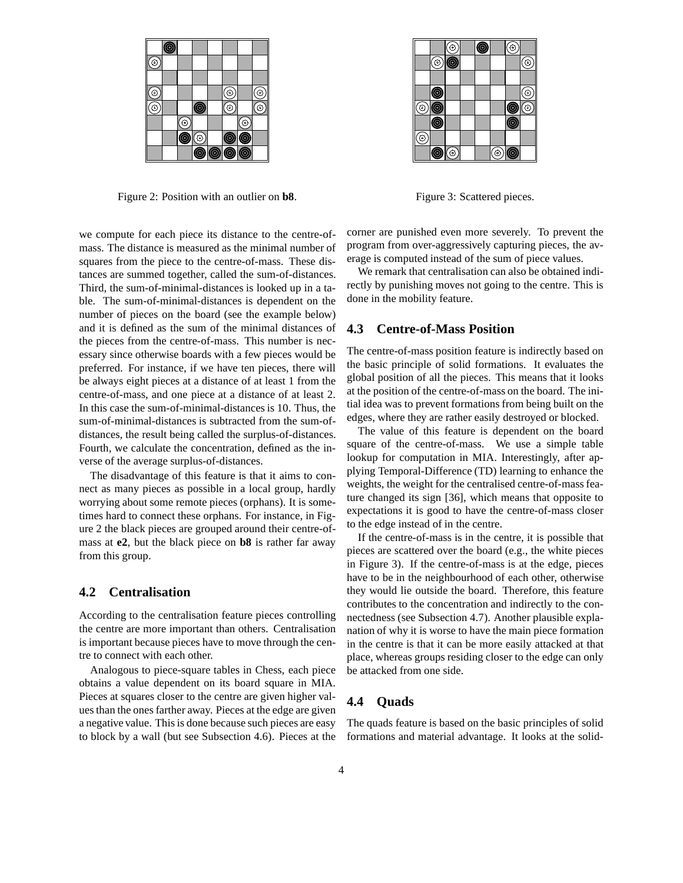Figure 2: Position with an outlier on **b8**.

Figure 3: Scattered pieces.

we compute for each piece its distance to the centre-of-mass. The distance is measured as the minimal number of squares from the piece to the centre-of-mass. These distances are summed together, called the sum-of-distances. Third, the sum-of-minimal-distances is looked up in a table. The sum-of-minimal-distances is dependent on the number of pieces on the board (see the example below) and it is defined as the sum of the minimal distances of the pieces from the centre-of-mass. This number is necessary since otherwise boards with a few pieces would be preferred. For instance, if we have ten pieces, there will be always eight pieces at a distance of at least 1 from the centre-of-mass, and one piece at a distance of at least 2. In this case the sum-of-minimal-distances is 10. Thus, the sum-of-minimal-distances is subtracted from the sum-of-distances, the result being called the surplus-of-distances. Fourth, we calculate the concentration, defined as the inverse of the average surplus-of-distances.

The disadvantage of this feature is that it aims to connect as many pieces as possible in a local group, hardly worrying about some remote pieces (orphans). It is sometimes hard to connect these orphans. For instance, in Figure 2 the black pieces are grouped around their centre-of-mass at **e2**, but the black piece on **b8** is rather far away from this group.

### 4.2 Centralisation

According to the centralisation feature pieces controlling the centre are more important than others. Centralisation is important because pieces have to move through the centre to connect with each other.

Analogous to piece-square tables in Chess, each piece obtains a value dependent on its board square in MIA. Pieces at squares closer to the centre are given higher values than the ones farther away. Pieces at the edge are given a negative value. This is done because such pieces are easy to block by a wall (but see Subsection 4.6). Pieces at the corner are punished even more severely. To prevent the program from over-aggressively capturing pieces, the average is computed instead of the sum of piece values.

We remark that centralisation can also be obtained indirectly by punishing moves not going to the centre. This is done in the mobility feature.

### 4.3 Centre-of-Mass Position

The centre-of-mass position feature is indirectly based on the basic principle of solid formations. It evaluates the global position of all the pieces. This means that it looks at the position of the centre-of-mass on the board. The initial idea was to prevent formations from being built on the edges, where they are rather easily destroyed or blocked.

The value of this feature is dependent on the board square of the centre-of-mass. We use a simple table lookup for computation in MIA. Interestingly, after applying Temporal-Difference (TD) learning to enhance the weights, the weight for the centralised centre-of-mass feature changed its sign [36], which means that opposite to expectations it is good to have the centre-of-mass closer to the edge instead of in the centre.

If the centre-of-mass is in the centre, it is possible that pieces are scattered over the board (e.g., the white pieces in Figure 3). If the centre-of-mass is at the edge, pieces have to be in the neighbourhood of each other, otherwise they would lie outside the board. Therefore, this feature contributes to the concentration and indirectly to the connectedness (see Subsection 4.7). Another plausible explanation of why it is worse to have the main piece formation in the centre is that it can be more easily attacked at that place, whereas groups residing closer to the edge can only be attacked from one side.

### 4.4 Quads

The quads feature is based on the basic principles of solid formations and material advantage. It looks at the solid-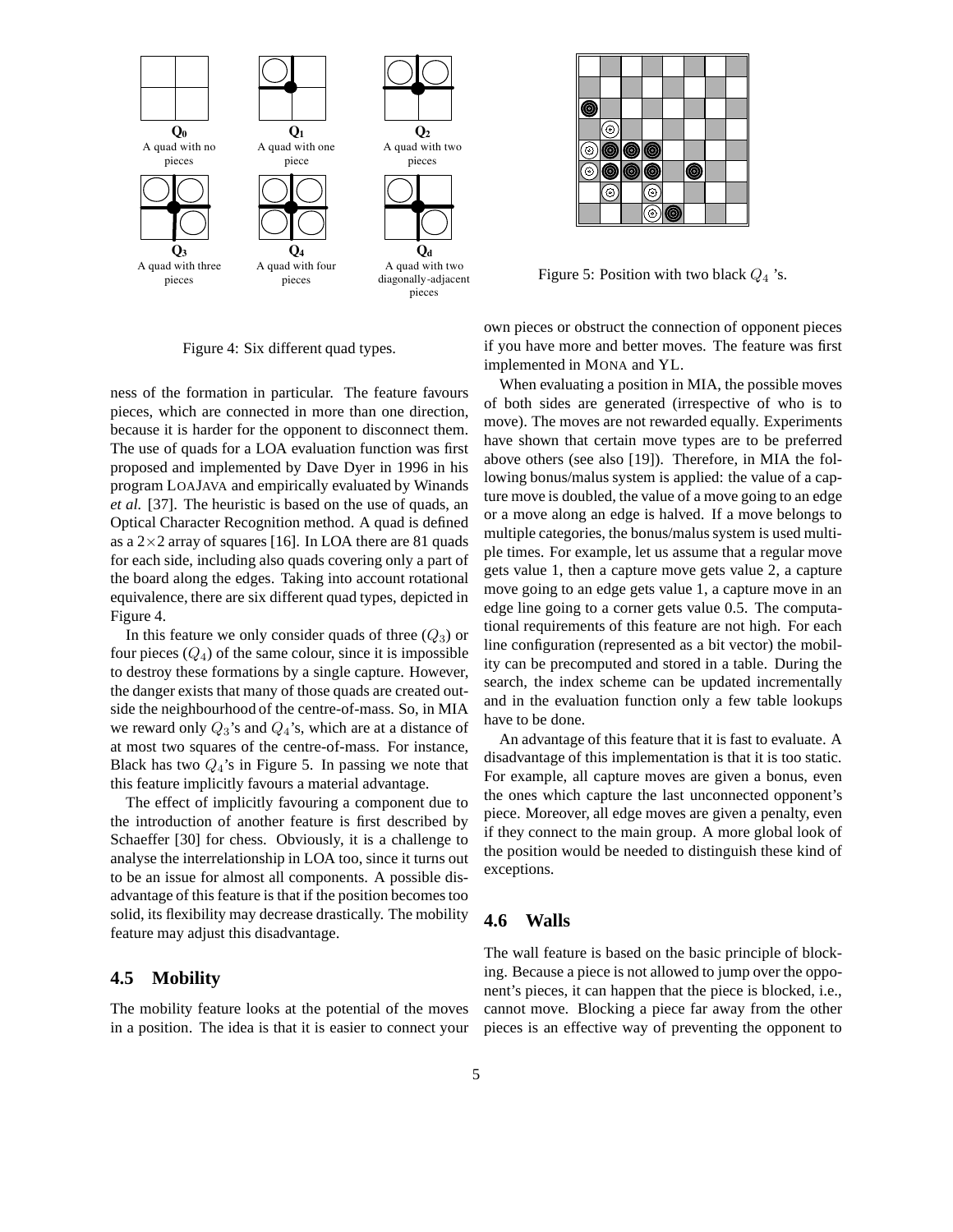Q0
A quad with no pieces

Q1
A quad with one piece

Q2
A quad with two pieces

Q3
A quad with three pieces

Q4
A quad with four pieces

Qd
A quad with two diagonally-adjacent pieces

Figure 4: Six different quad types.

Figure 5: Position with two black $Q_4$ 's.

ness of the formation in particular. The feature favours pieces, which are connected in more than one direction, because it is harder for the opponent to disconnect them. The use of quads for a LOA evaluation function was first proposed and implemented by Dave Dyer in 1996 in his program LOAJAVA and empirically evaluated by Winands *et al.* [37]. The heuristic is based on the use of quads, an Optical Character Recognition method. A quad is defined as a 2×2 array of squares [16]. In LOA there are 81 quads for each side, including also quads covering only a part of the board along the edges. Taking into account rotational equivalence, there are six different quad types, depicted in Figure 4.

In this feature we only consider quads of three ($Q_3$) or four pieces ($Q_4$) of the same colour, since it is impossible to destroy these formations by a single capture. However, the danger exists that many of those quads are created outside the neighbourhood of the centre-of-mass. So, in MIA we reward only $Q_3$'s and $Q_4$'s, which are at a distance of at most two squares of the centre-of-mass. For instance, Black has two $Q_4$'s in Figure 5. In passing we note that this feature implicitly favours a material advantage.

The effect of implicitly favouring a component due to the introduction of another feature is first described by Schaeffer [30] for chess. Obviously, it is a challenge to analyse the interrelationship in LOA too, since it turns out to be an issue for almost all components. A possible disadvantage of this feature is that if the position becomes too solid, its flexibility may decrease drastically. The mobility feature may adjust this disadvantage.

## 4.5 Mobility

The mobility feature looks at the potential of the moves in a position. The idea is that it is easier to connect your own pieces or obstruct the connection of opponent pieces if you have more and better moves. The feature was first implemented in MONA and YL.

When evaluating a position in MIA, the possible moves of both sides are generated (irrespective of who is to move). The moves are not rewarded equally. Experiments have shown that certain move types are to be preferred above others (see also [19]). Therefore, in MIA the following bonus/malus system is applied: the value of a capture move is doubled, the value of a move going to an edge or a move along an edge is halved. If a move belongs to multiple categories, the bonus/malus system is used multiple times. For example, let us assume that a regular move gets value 1, then a capture move gets value 2, a capture move going to an edge gets value 1, a capture move in an edge line going to a corner gets value 0.5. The computational requirements of this feature are not high. For each line configuration (represented as a bit vector) the mobility can be precomputed and stored in a table. During the search, the index scheme can be updated incrementally and in the evaluation function only a few table lookups have to be done.

An advantage of this feature that it is fast to evaluate. A disadvantage of this implementation is that it is too static. For example, all capture moves are given a bonus, even the ones which capture the last unconnected opponent's piece. Moreover, all edge moves are given a penalty, even if they connect to the main group. A more global look of the position would be needed to distinguish these kind of exceptions.

## 4.6 Walls

The wall feature is based on the basic principle of blocking. Because a piece is not allowed to jump over the opponent's pieces, it can happen that the piece is blocked, i.e., cannot move. Blocking a piece far away from the other pieces is an effective way of preventing the opponent to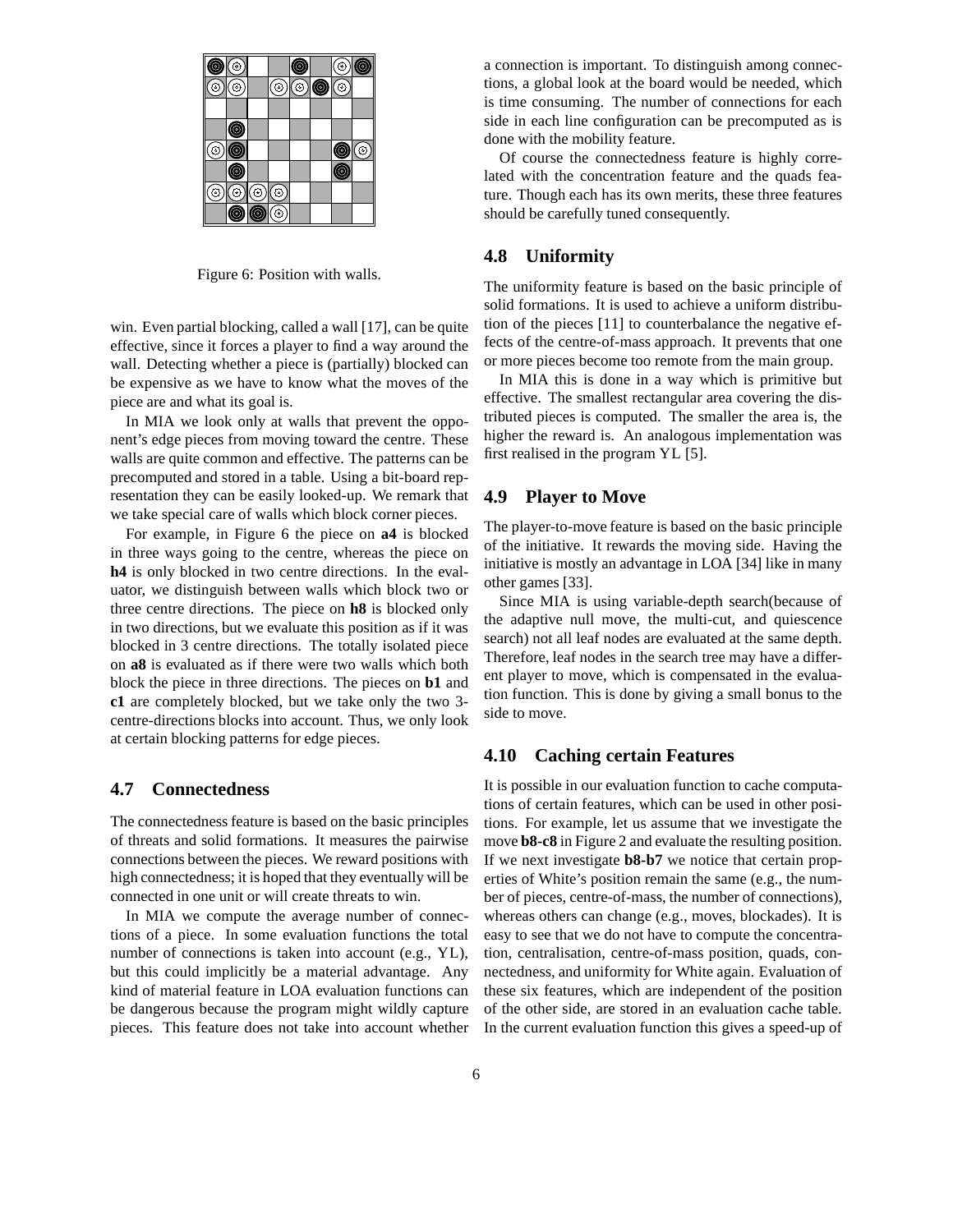Figure 6: Position with walls.

win. Even partial blocking, called a wall [17], can be quite effective, since it forces a player to find a way around the wall. Detecting whether a piece is (partially) blocked can be expensive as we have to know what the moves of the piece are and what its goal is.

In MIA we look only at walls that prevent the opponent's edge pieces from moving toward the centre. These walls are quite common and effective. The patterns can be precomputed and stored in a table. Using a bit-board representation they can be easily looked-up. We remark that we take special care of walls which block corner pieces.

For example, in Figure 6 the piece on **a4** is blocked in three ways going to the centre, whereas the piece on **h4** is only blocked in two centre directions. In the evaluator, we distinguish between walls which block two or three centre directions. The piece on **h8** is blocked only in two directions, but we evaluate this position as if it was blocked in 3 centre directions. The totally isolated piece on **a8** is evaluated as if there were two walls which both block the piece in three directions. The pieces on **b1** and **c1** are completely blocked, but we take only the two 3-centre-directions blocks into account. Thus, we only look at certain blocking patterns for edge pieces.

## 4.7 Connectedness

The connectedness feature is based on the basic principles of threats and solid formations. It measures the pairwise connections between the pieces. We reward positions with high connectedness; it is hoped that they eventually will be connected in one unit or will create threats to win.

In MIA we compute the average number of connections of a piece. In some evaluation functions the total number of connections is taken into account (e.g., YL), but this could implicitly be a material advantage. Any kind of material feature in LOA evaluation functions can be dangerous because the program might wildly capture pieces. This feature does not take into account whether a connection is important. To distinguish among connections, a global look at the board would be needed, which is time consuming. The number of connections for each side in each line configuration can be precomputed as is done with the mobility feature.

Of course the connectedness feature is highly correlated with the concentration feature and the quads feature. Though each has its own merits, these three features should be carefully tuned consequently.

## 4.8 Uniformity

The uniformity feature is based on the basic principle of solid formations. It is used to achieve a uniform distribution of the pieces [11] to counterbalance the negative effects of the centre-of-mass approach. It prevents that one or more pieces become too remote from the main group.

In MIA this is done in a way which is primitive but effective. The smallest rectangular area covering the distributed pieces is computed. The smaller the area is, the higher the reward is. An analogous implementation was first realised in the program YL [5].

## 4.9 Player to Move

The player-to-move feature is based on the basic principle of the initiative. It rewards the moving side. Having the initiative is mostly an advantage in LOA [34] like in many other games [33].

Since MIA is using variable-depth search(because of the adaptive null move, the multi-cut, and quiescence search) not all leaf nodes are evaluated at the same depth. Therefore, leaf nodes in the search tree may have a different player to move, which is compensated in the evaluation function. This is done by giving a small bonus to the side to move.

## 4.10 Caching certain Features

It is possible in our evaluation function to cache computations of certain features, which can be used in other positions. For example, let us assume that we investigate the move **b8-c8** in Figure 2 and evaluate the resulting position. If we next investigate **b8-b7** we notice that certain properties of White's position remain the same (e.g., the number of pieces, centre-of-mass, the number of connections), whereas others can change (e.g., moves, blockades). It is easy to see that we do not have to compute the concentration, centralisation, centre-of-mass position, quads, connectedness, and uniformity for White again. Evaluation of these six features, which are independent of the position of the other side, are stored in an evaluation cache table. In the current evaluation function this gives a speed-up of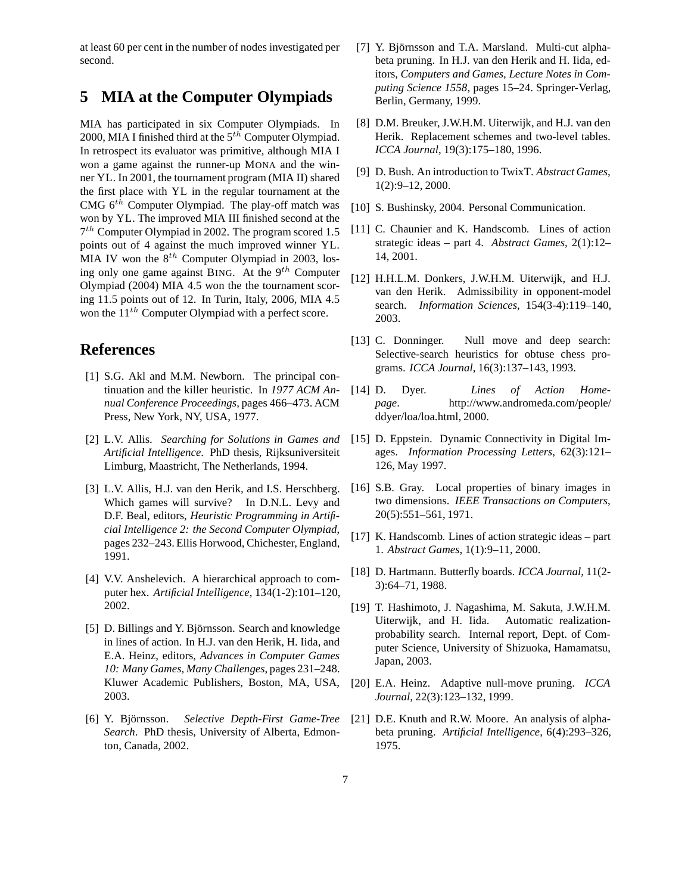at least 60 per cent in the number of nodes investigated per second.

## 5 MIA at the Computer Olympiads

MIA has participated in six Computer Olympiads. In 2000, MIA I finished third at the $5^{th}$ Computer Olympiad. In retrospect its evaluator was primitive, although MIA I won a game against the runner-up MONA and the winner YL. In 2001, the tournament program (MIA II) shared the first place with YL in the regular tournament at the CMG $6^{th}$ Computer Olympiad. The play-off match was won by YL. The improved MIA III finished second at the $7^{th}$ Computer Olympiad in 2002. The program scored 1.5 points out of 4 against the much improved winner YL. MIA IV won the $8^{th}$ Computer Olympiad in 2003, losing only one game against BING. At the $9^{th}$ Computer Olympiad (2004) MIA 4.5 won the the tournament scoring 11.5 points out of 12. In Turin, Italy, 2006, MIA 4.5 won the $11^{th}$ Computer Olympiad with a perfect score.

## References

[1] S.G. Akl and M.M. Newborn. The principal continuation and the killer heuristic. In *1977 ACM Annual Conference Proceedings*, pages 466–473. ACM Press, New York, NY, USA, 1977.

[2] L.V. Allis. *Searching for Solutions in Games and Artificial Intelligence*. PhD thesis, Rijksuniversiteit Limburg, Maastricht, The Netherlands, 1994.

[3] L.V. Allis, H.J. van den Herik, and I.S. Herschberg. Which games will survive? In D.N.L. Levy and D.F. Beal, editors, *Heuristic Programming in Artificial Intelligence 2: the Second Computer Olympiad*, pages 232–243. Ellis Horwood, Chichester, England, 1991.

[4] V.V. Anshelevich. A hierarchical approach to computer hex. *Artificial Intelligence*, 134(1-2):101–120, 2002.

[5] D. Billings and Y. Björnsson. Search and knowledge in lines of action. In H.J. van den Herik, H. Iida, and E.A. Heinz, editors, *Advances in Computer Games 10: Many Games, Many Challenges*, pages 231–248. Kluwer Academic Publishers, Boston, MA, USA, 2003.

[6] Y. Björnsson. *Selective Depth-First Game-Tree Search*. PhD thesis, University of Alberta, Edmonton, Canada, 2002.

[7] Y. Björnsson and T.A. Marsland. Multi-cut alpha-beta pruning. In H.J. van den Herik and H. Iida, editors, *Computers and Games, Lecture Notes in Computing Science 1558*, pages 15–24. Springer-Verlag, Berlin, Germany, 1999.

[8] D.M. Breuker, J.W.H.M. Uiterwijk, and H.J. van den Herik. Replacement schemes and two-level tables. *ICCA Journal*, 19(3):175–180, 1996.

[9] D. Bush. An introduction to TwixT. *Abstract Games*, 1(2):9–12, 2000.

[10] S. Bushinsky, 2004. Personal Communication.

[11] C. Chaunier and K. Handscomb. Lines of action strategic ideas – part 4. *Abstract Games*, 2(1):12–14, 2001.

[12] H.H.L.M. Donkers, J.W.H.M. Uiterwijk, and H.J. van den Herik. Admissibility in opponent-model search. *Information Sciences*, 154(3-4):119–140, 2003.

[13] C. Donninger. Null move and deep search: Selective-search heuristics for obtuse chess programs. *ICCA Journal*, 16(3):137–143, 1993.

[14] D. Dyer. *Lines of Action Homepage*. http://www.andromeda.com/people/ddyer/loa/loa.html, 2000.

[15] D. Eppstein. Dynamic Connectivity in Digital Images. *Information Processing Letters*, 62(3):121–126, May 1997.

[16] S.B. Gray. Local properties of binary images in two dimensions. *IEEE Transactions on Computers*, 20(5):551–561, 1971.

[17] K. Handscomb. Lines of action strategic ideas – part 1. *Abstract Games*, 1(1):9–11, 2000.

[18] D. Hartmann. Butterfly boards. *ICCA Journal*, 11(2-3):64–71, 1988.

[19] T. Hashimoto, J. Nagashima, M. Sakuta, J.W.H.M. Uiterwijk, and H. Iida. Automatic realization-probability search. Internal report, Dept. of Computer Science, University of Shizuoka, Hamamatsu, Japan, 2003.

[20] E.A. Heinz. Adaptive null-move pruning. *ICCA Journal*, 22(3):123–132, 1999.

[21] D.E. Knuth and R.W. Moore. An analysis of alpha-beta pruning. *Artificial Intelligence*, 6(4):293–326, 1975.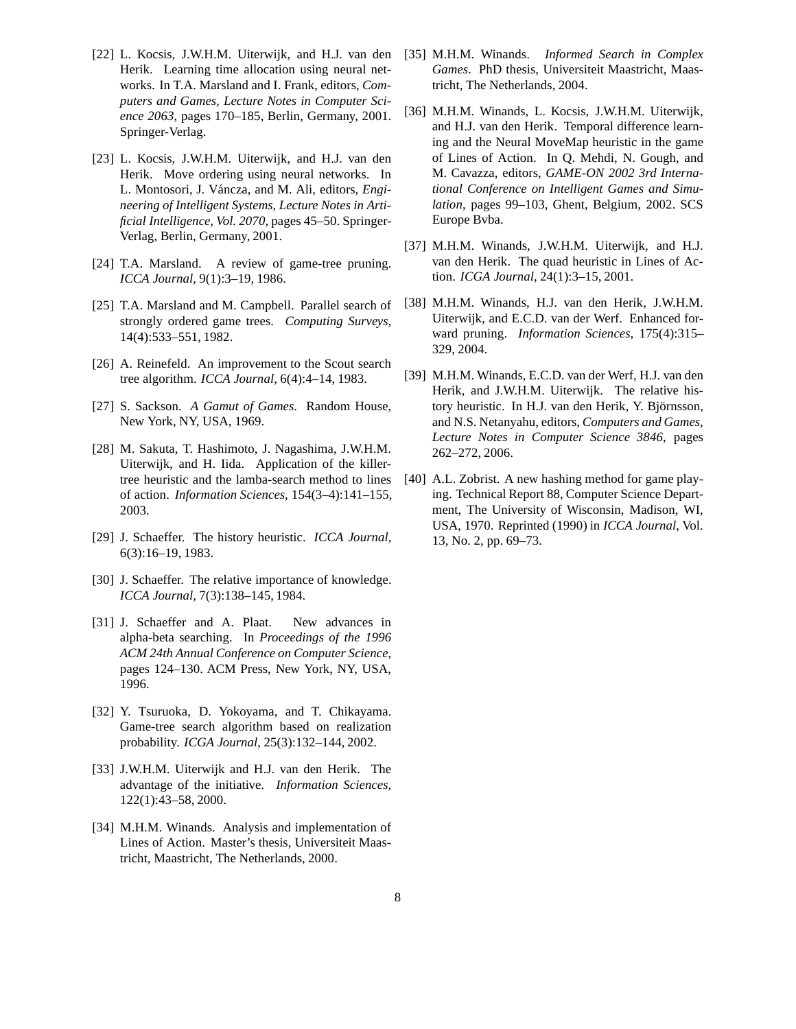[22] L. Kocsis, J.W.H.M. Uiterwijk, and H.J. van den Herik. Learning time allocation using neural networks. In T.A. Marsland and I. Frank, editors, *Computers and Games, Lecture Notes in Computer Science 2063*, pages 170–185, Berlin, Germany, 2001. Springer-Verlag.

[23] L. Kocsis, J.W.H.M. Uiterwijk, and H.J. van den Herik. Move ordering using neural networks. In L. Montosori, J. Váncza, and M. Ali, editors, *Engineering of Intelligent Systems, Lecture Notes in Artificial Intelligence, Vol. 2070*, pages 45–50. Springer-Verlag, Berlin, Germany, 2001.

[24] T.A. Marsland. A review of game-tree pruning. *ICCA Journal*, 9(1):3–19, 1986.

[25] T.A. Marsland and M. Campbell. Parallel search of strongly ordered game trees. *Computing Surveys*, 14(4):533–551, 1982.

[26] A. Reinefeld. An improvement to the Scout search tree algorithm. *ICCA Journal*, 6(4):4–14, 1983.

[27] S. Sackson. *A Gamut of Games*. Random House, New York, NY, USA, 1969.

[28] M. Sakuta, T. Hashimoto, J. Nagashima, J.W.H.M. Uiterwijk, and H. Iida. Application of the killer-tree heuristic and the lamba-search method to lines of action. *Information Sciences*, 154(3–4):141–155, 2003.

[29] J. Schaeffer. The history heuristic. *ICCA Journal*, 6(3):16–19, 1983.

[30] J. Schaeffer. The relative importance of knowledge. *ICCA Journal*, 7(3):138–145, 1984.

[31] J. Schaeffer and A. Plaat. New advances in alpha-beta searching. In *Proceedings of the 1996 ACM 24th Annual Conference on Computer Science*, pages 124–130. ACM Press, New York, NY, USA, 1996.

[32] Y. Tsuruoka, D. Yokoyama, and T. Chikayama. Game-tree search algorithm based on realization probability. *ICGA Journal*, 25(3):132–144, 2002.

[33] J.W.H.M. Uiterwijk and H.J. van den Herik. The advantage of the initiative. *Information Sciences*, 122(1):43–58, 2000.

[34] M.H.M. Winands. Analysis and implementation of Lines of Action. Master's thesis, Universiteit Maastricht, Maastricht, The Netherlands, 2000.

[35] M.H.M. Winands. *Informed Search in Complex Games*. PhD thesis, Universiteit Maastricht, Maastricht, The Netherlands, 2004.

[36] M.H.M. Winands, L. Kocsis, J.W.H.M. Uiterwijk, and H.J. van den Herik. Temporal difference learning and the Neural MoveMap heuristic in the game of Lines of Action. In Q. Mehdi, N. Gough, and M. Cavazza, editors, *GAME-ON 2002 3rd International Conference on Intelligent Games and Simulation*, pages 99–103, Ghent, Belgium, 2002. SCS Europe Bvba.

[37] M.H.M. Winands, J.W.H.M. Uiterwijk, and H.J. van den Herik. The quad heuristic in Lines of Action. *ICGA Journal*, 24(1):3–15, 2001.

[38] M.H.M. Winands, H.J. van den Herik, J.W.H.M. Uiterwijk, and E.C.D. van der Werf. Enhanced forward pruning. *Information Sciences*, 175(4):315–329, 2004.

[39] M.H.M. Winands, E.C.D. van der Werf, H.J. van den Herik, and J.W.H.M. Uiterwijk. The relative history heuristic. In H.J. van den Herik, Y. Björnsson, and N.S. Netanyahu, editors, *Computers and Games, Lecture Notes in Computer Science 3846*, pages 262–272, 2006.

[40] A.L. Zobrist. A new hashing method for game playing. Technical Report 88, Computer Science Department, The University of Wisconsin, Madison, WI, USA, 1970. Reprinted (1990) in *ICCA Journal*, Vol. 13, No. 2, pp. 69–73.